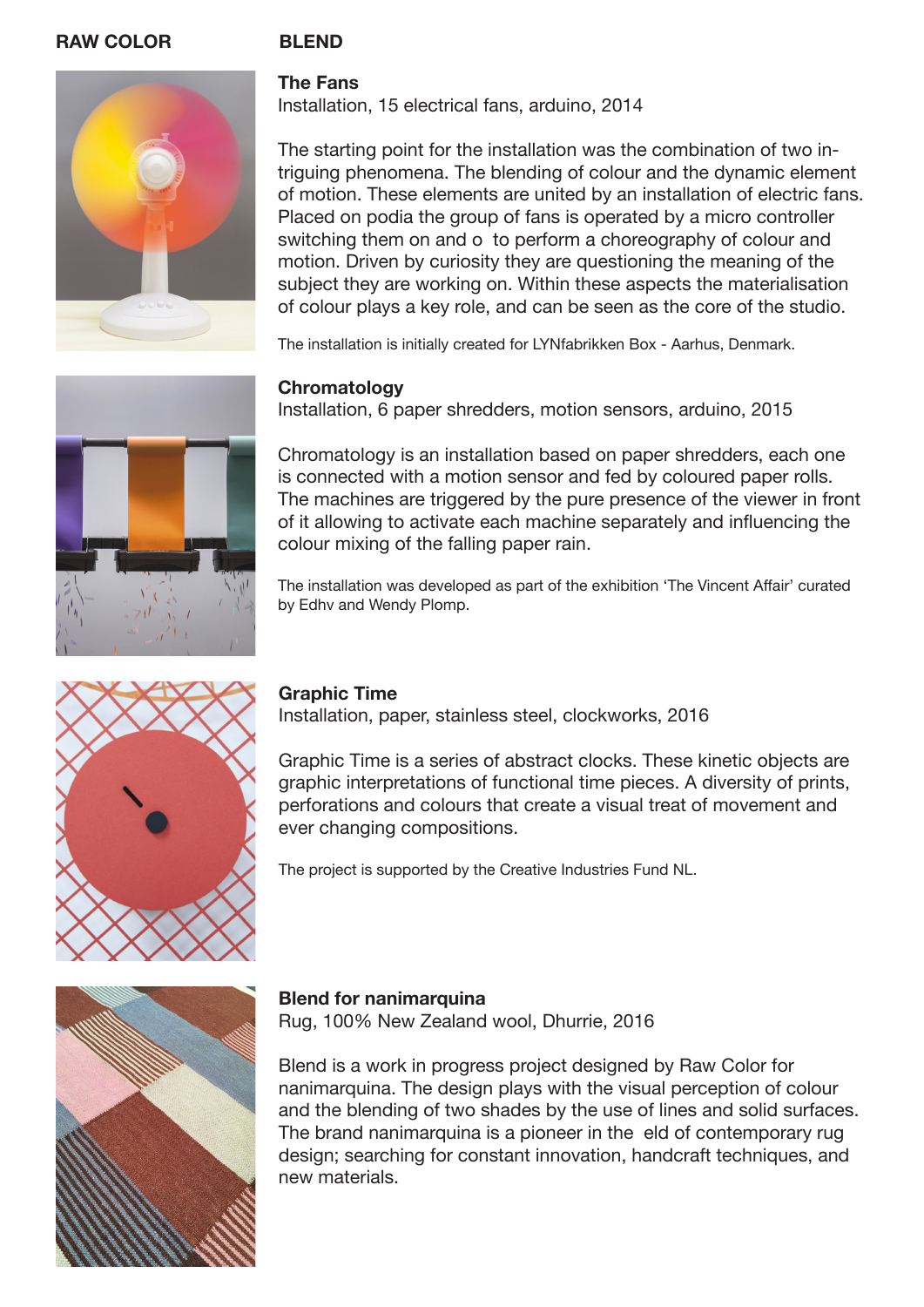**RAW COLOR**

## BLEND

### The Fans

Installation, 15 electrical fans, arduino, 2014

The starting point for the installation was the combination of two intriguing phenomena. The blending of colour and the dynamic element of motion. These elements are united by an installation of electric fans. Placed on podia the group of fans is operated by a micro controller switching them on and o  to perform a choreography of colour and motion. Driven by curiosity they are questioning the meaning of the subject they are working on. Within these aspects the materialisation of colour plays a key role, and can be seen as the core of the studio.

The installation is initially created for LYNfabrikken Box - Aarhus, Denmark.

### Chromatology

Installation, 6 paper shredders, motion sensors, arduino, 2015

Chromatology is an installation based on paper shredders, each one is connected with a motion sensor and fed by coloured paper rolls. The machines are triggered by the pure presence of the viewer in front of it allowing to activate each machine separately and influencing the colour mixing of the falling paper rain.

The installation was developed as part of the exhibition 'The Vincent Affair' curated by Edhv and Wendy Plomp.

### Graphic Time

Installation, paper, stainless steel, clockworks, 2016

Graphic Time is a series of abstract clocks. These kinetic objects are graphic interpretations of functional time pieces. A diversity of prints, perforations and colours that create a visual treat of movement and ever changing compositions.

The project is supported by the Creative Industries Fund NL.

### Blend for nanimarquina

Rug, 100% New Zealand wool, Dhurrie, 2016

Blend is a work in progress project designed by Raw Color for nanimarquina. The design plays with the visual perception of colour and the blending of two shades by the use of lines and solid surfaces. The brand nanimarquina is a pioneer in the  eld of contemporary rug design; searching for constant innovation, handcraft techniques, and new materials.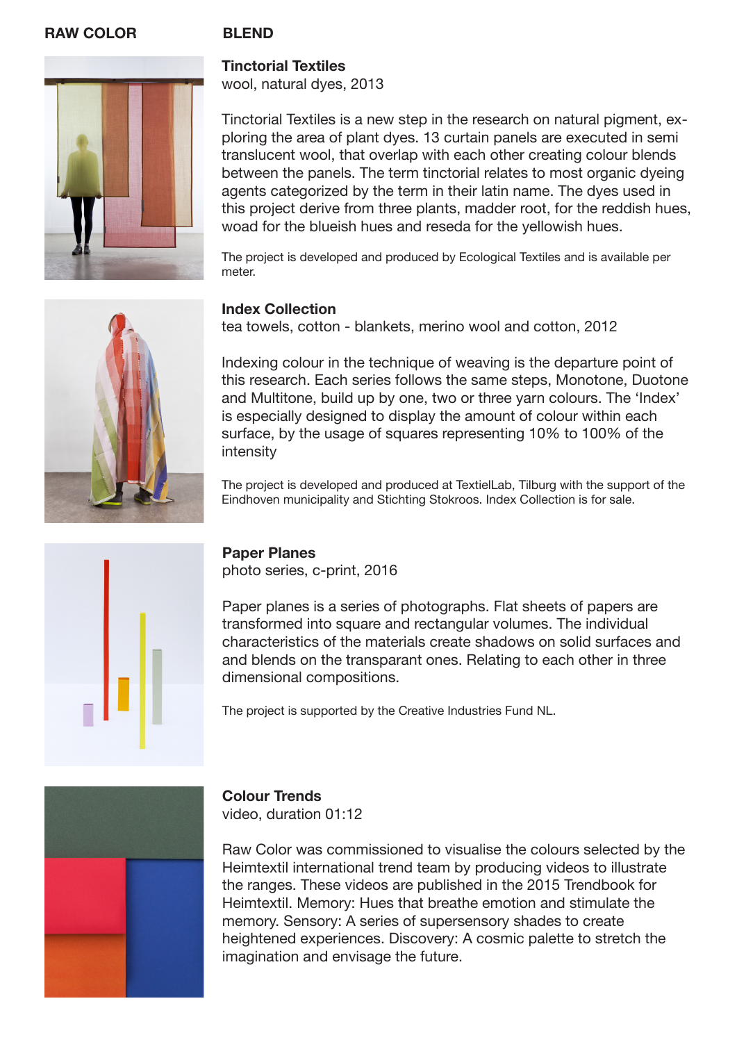**RAW COLOR**

## BLEND

### Tinctorial Textiles
wool, natural dyes, 2013

Tinctorial Textiles is a new step in the research on natural pigment, exploring the area of plant dyes. 13 curtain panels are executed in semi translucent wool, that overlap with each other creating colour blends between the panels. The term tinctorial relates to most organic dyeing agents categorized by the term in their latin name. The dyes used in this project derive from three plants, madder root, for the reddish hues, woad for the blueish hues and reseda for the yellowish hues.

The project is developed and produced by Ecological Textiles and is available per meter.

### Index Collection
tea towels, cotton - blankets, merino wool and cotton, 2012

Indexing colour in the technique of weaving is the departure point of this research. Each series follows the same steps, Monotone, Duotone and Multitone, build up by one, two or three yarn colours. The 'Index' is especially designed to display the amount of colour within each surface, by the usage of squares representing 10% to 100% of the intensity

The project is developed and produced at TextielLab, Tilburg with the support of the Eindhoven municipality and Stichting Stokroos. Index Collection is for sale.

### Paper Planes
photo series, c-print, 2016

Paper planes is a series of photographs. Flat sheets of papers are transformed into square and rectangular volumes. The individual characteristics of the materials create shadows on solid surfaces and and blends on the transparant ones. Relating to each other in three dimensional compositions.

The project is supported by the Creative Industries Fund NL.

### Colour Trends
video, duration 01:12

Raw Color was commissioned to visualise the colours selected by the Heimtextil international trend team by producing videos to illustrate the ranges. These videos are published in the 2015 Trendbook for Heimtextil. Memory: Hues that breathe emotion and stimulate the memory. Sensory: A series of supersensory shades to create heightened experiences. Discovery: A cosmic palette to stretch the imagination and envisage the future.